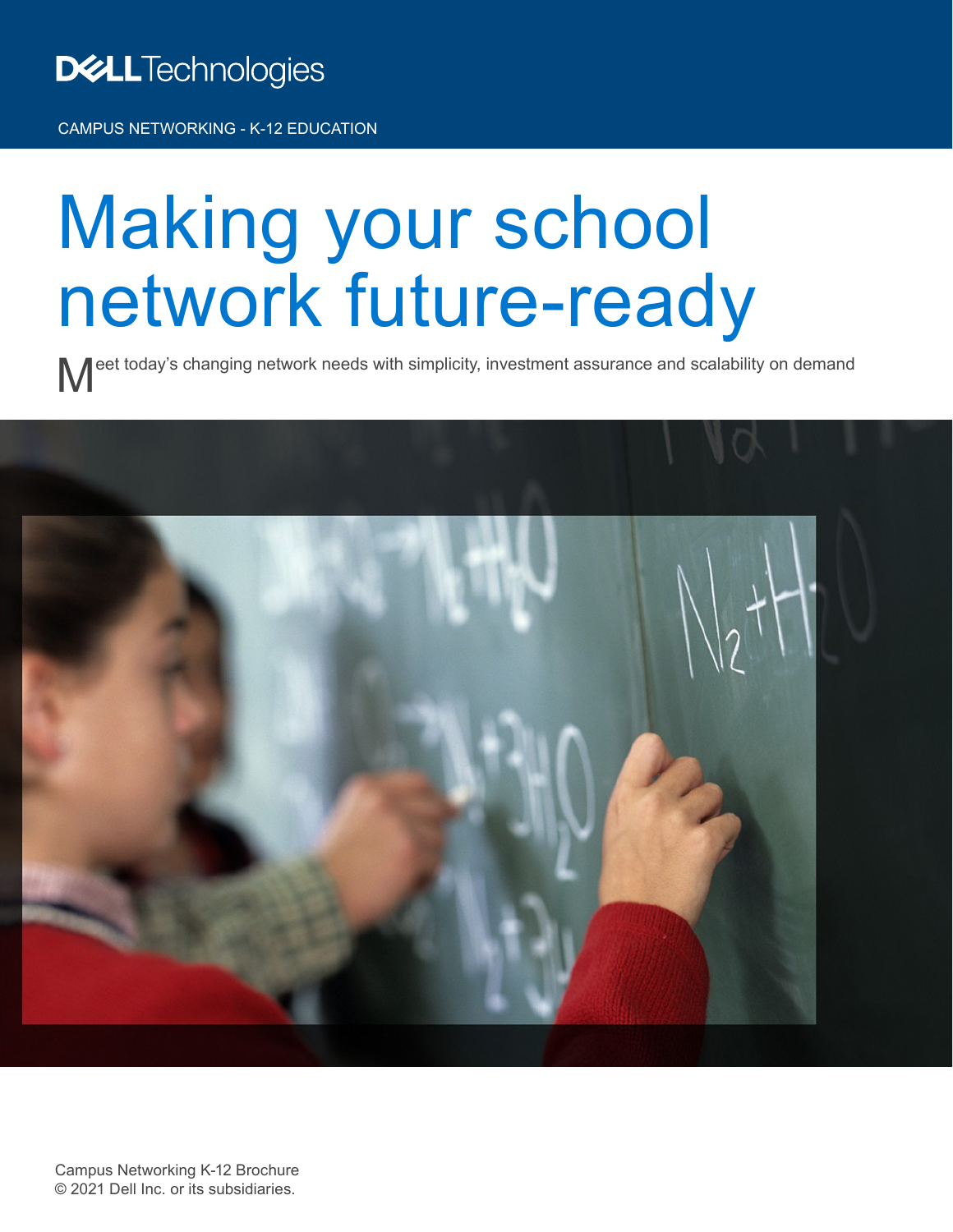Dell Technologies

CAMPUS NETWORKING - K-12 EDUCATION

# Making your school network future-ready

Meet today's changing network needs with simplicity, investment assurance and scalability on demand

Campus Networking K-12 Brochure
© 2021 Dell Inc. or its subsidiaries.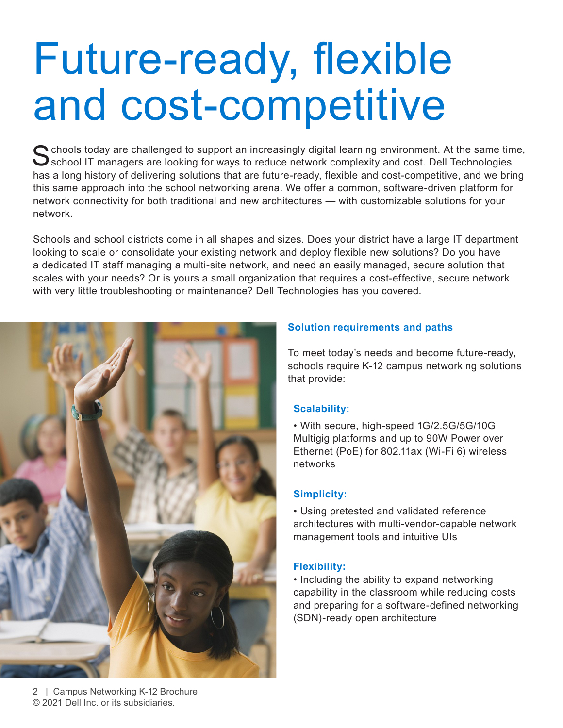# Future-ready, flexible and cost-competitive

Schools today are challenged to support an increasingly digital learning environment. At the same time, school IT managers are looking for ways to reduce network complexity and cost. Dell Technologies has a long history of delivering solutions that are future-ready, flexible and cost-competitive, and we bring this same approach into the school networking arena. We offer a common, software-driven platform for network connectivity for both traditional and new architectures — with customizable solutions for your network.

Schools and school districts come in all shapes and sizes. Does your district have a large IT department looking to scale or consolidate your existing network and deploy flexible new solutions? Do you have a dedicated IT staff managing a multi-site network, and need an easily managed, secure solution that scales with your needs? Or is yours a small organization that requires a cost-effective, secure network with very little troubleshooting or maintenance? Dell Technologies has you covered.

## Solution requirements and paths

To meet today's needs and become future-ready, schools require K-12 campus networking solutions that provide:

### Scalability:

- With secure, high-speed 1G/2.5G/5G/10G Multigig platforms and up to 90W Power over Ethernet (PoE) for 802.11ax (Wi-Fi 6) wireless networks

### Simplicity:

- Using pretested and validated reference architectures with multi-vendor-capable network management tools and intuitive UIs

### Flexibility:

- Including the ability to expand networking capability in the classroom while reducing costs and preparing for a software-defined networking (SDN)-ready open architecture

© 2021 Dell Inc. or its subsidiaries.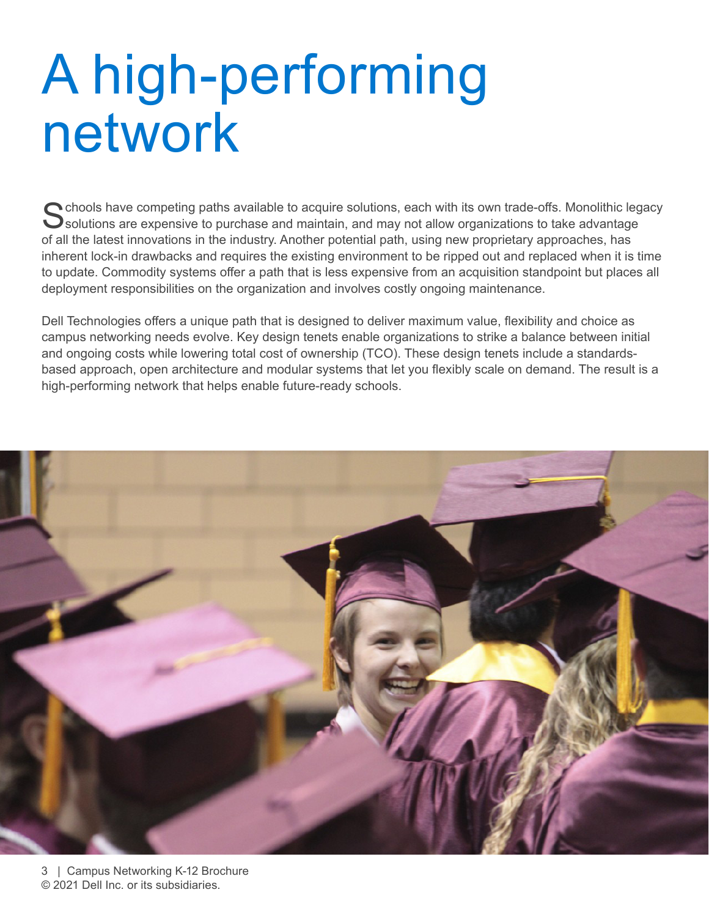# A high-performing network

Schools have competing paths available to acquire solutions, each with its own trade-offs. Monolithic legacy solutions are expensive to purchase and maintain, and may not allow organizations to take advantage of all the latest innovations in the industry. Another potential path, using new proprietary approaches, has inherent lock-in drawbacks and requires the existing environment to be ripped out and replaced when it is time to update. Commodity systems offer a path that is less expensive from an acquisition standpoint but places all deployment responsibilities on the organization and involves costly ongoing maintenance.

Dell Technologies offers a unique path that is designed to deliver maximum value, flexibility and choice as campus networking needs evolve. Key design tenets enable organizations to strike a balance between initial and ongoing costs while lowering total cost of ownership (TCO). These design tenets include a standards-based approach, open architecture and modular systems that let you flexibly scale on demand. The result is a high-performing network that helps enable future-ready schools.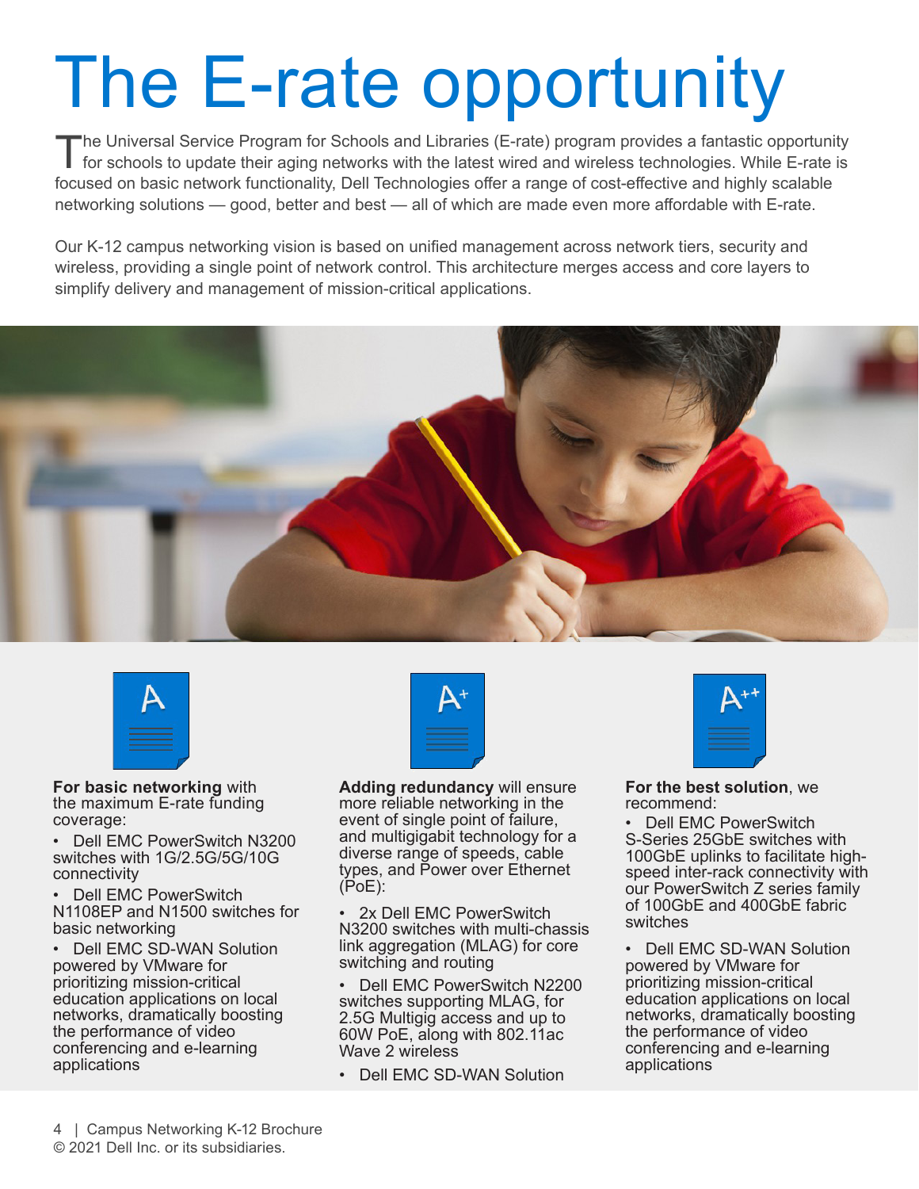# The E-rate opportunity

The Universal Service Program for Schools and Libraries (E-rate) program provides a fantastic opportunity for schools to update their aging networks with the latest wired and wireless technologies. While E-rate is focused on basic network functionality, Dell Technologies offer a range of cost-effective and highly scalable networking solutions — good, better and best — all of which are made even more affordable with E-rate.

Our K-12 campus networking vision is based on unified management across network tiers, security and wireless, providing a single point of network control. This architecture merges access and core layers to simplify delivery and management of mission-critical applications.

**For basic networking** with the maximum E-rate funding coverage:

- Dell EMC PowerSwitch N3200 switches with 1G/2.5G/5G/10G connectivity
- Dell EMC PowerSwitch N1108EP and N1500 switches for basic networking
- Dell EMC SD-WAN Solution powered by VMware for prioritizing mission-critical education applications on local networks, dramatically boosting the performance of video conferencing and e-learning applications

**Adding redundancy** will ensure more reliable networking in the event of single point of failure, and multigigabit technology for a diverse range of speeds, cable types, and Power over Ethernet (PoE):

- 2x Dell EMC PowerSwitch N3200 switches with multi-chassis link aggregation (MLAG) for core switching and routing
- Dell EMC PowerSwitch N2200 switches supporting MLAG, for 2.5G Multigig access and up to 60W PoE, along with 802.11ac Wave 2 wireless
- Dell EMC SD-WAN Solution

**For the best solution**, we recommend:

- Dell EMC PowerSwitch S-Series 25GbE switches with 100GbE uplinks to facilitate high-speed inter-rack connectivity with our PowerSwitch Z series family of 100GbE and 400GbE fabric switches
- Dell EMC SD-WAN Solution powered by VMware for prioritizing mission-critical education applications on local networks, dramatically boosting the performance of video conferencing and e-learning applications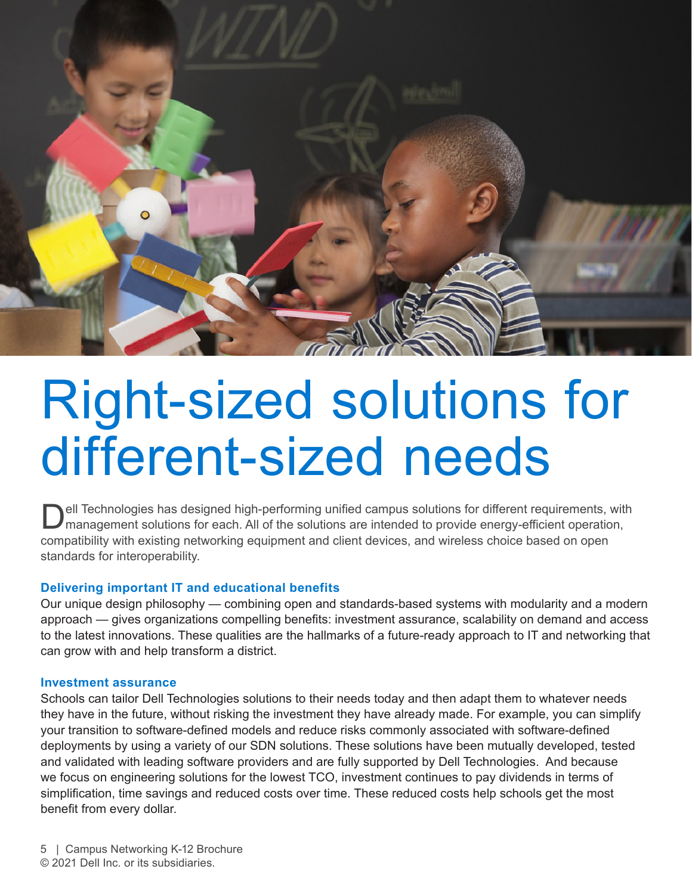# Right-sized solutions for different-sized needs

Dell Technologies has designed high-performing unified campus solutions for different requirements, with management solutions for each. All of the solutions are intended to provide energy-efficient operation, compatibility with existing networking equipment and client devices, and wireless choice based on open standards for interoperability.

### Delivering important IT and educational benefits

Our unique design philosophy — combining open and standards-based systems with modularity and a modern approach — gives organizations compelling benefits: investment assurance, scalability on demand and access to the latest innovations. These qualities are the hallmarks of a future-ready approach to IT and networking that can grow with and help transform a district.

### Investment assurance

Schools can tailor Dell Technologies solutions to their needs today and then adapt them to whatever needs they have in the future, without risking the investment they have already made. For example, you can simplify your transition to software-defined models and reduce risks commonly associated with software-defined deployments by using a variety of our SDN solutions. These solutions have been mutually developed, tested and validated with leading software providers and are fully supported by Dell Technologies. And because we focus on engineering solutions for the lowest TCO, investment continues to pay dividends in terms of simplification, time savings and reduced costs over time. These reduced costs help schools get the most benefit from every dollar.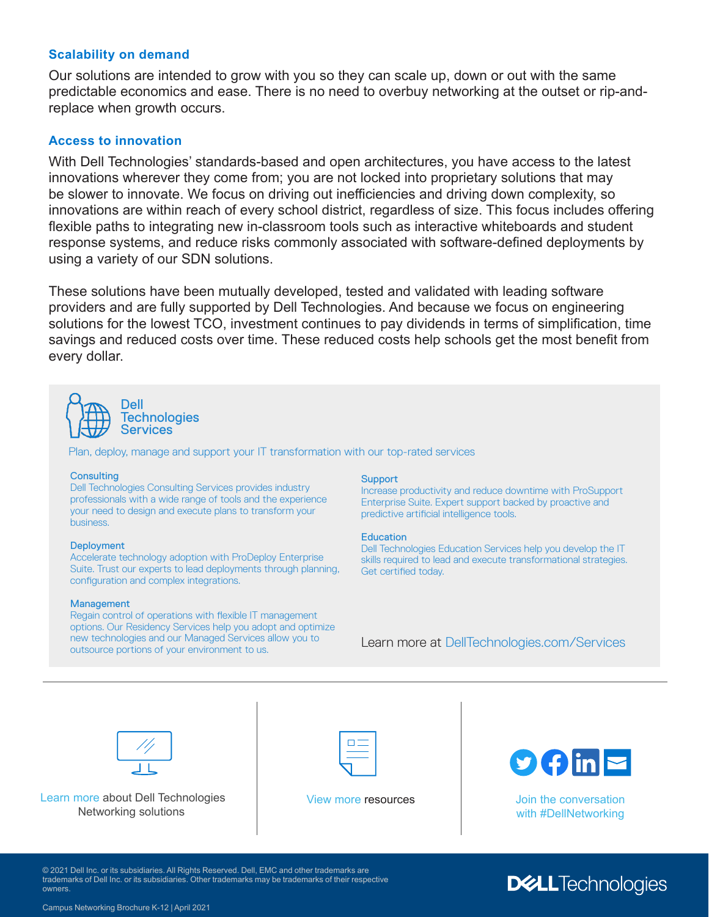### Scalability on demand

Our solutions are intended to grow with you so they can scale up, down or out with the same predictable economics and ease. There is no need to overbuy networking at the outset or rip-and-replace when growth occurs.

### Access to innovation

With Dell Technologies' standards-based and open architectures, you have access to the latest innovations wherever they come from; you are not locked into proprietary solutions that may be slower to innovate. We focus on driving out inefficiencies and driving down complexity, so innovations are within reach of every school district, regardless of size. This focus includes offering flexible paths to integrating new in-classroom tools such as interactive whiteboards and student response systems, and reduce risks commonly associated with software-defined deployments by using a variety of our SDN solutions.

These solutions have been mutually developed, tested and validated with leading software providers and are fully supported by Dell Technologies. And because we focus on engineering solutions for the lowest TCO, investment continues to pay dividends in terms of simplification, time savings and reduced costs over time. These reduced costs help schools get the most benefit from every dollar.

## Dell Technologies Services

Plan, deploy, manage and support your IT transformation with our top-rated services

**Consulting**
Dell Technologies Consulting Services provides industry professionals with a wide range of tools and the experience your need to design and execute plans to transform your business.

**Deployment**
Accelerate technology adoption with ProDeploy Enterprise Suite. Trust our experts to lead deployments through planning, configuration and complex integrations.

**Management**
Regain control of operations with flexible IT management options. Our Residency Services help you adopt and optimize new technologies and our Managed Services allow you to outsource portions of your environment to us.

**Support**
Increase productivity and reduce downtime with ProSupport Enterprise Suite. Expert support backed by proactive and predictive artificial intelligence tools.

**Education**
Dell Technologies Education Services help you develop the IT skills required to lead and execute transformational strategies. Get certified today.

Learn more at DellTechnologies.com/Services

Learn more about Dell Technologies Networking solutions

View more resources

Join the conversation with #DellNetworking

© 2021 Dell Inc. or its subsidiaries. All Rights Reserved. Dell, EMC and other trademarks are trademarks of Dell Inc. or its subsidiaries. Other trademarks may be trademarks of their respective owners.

Campus Networking Brochure K-12 | April 2021